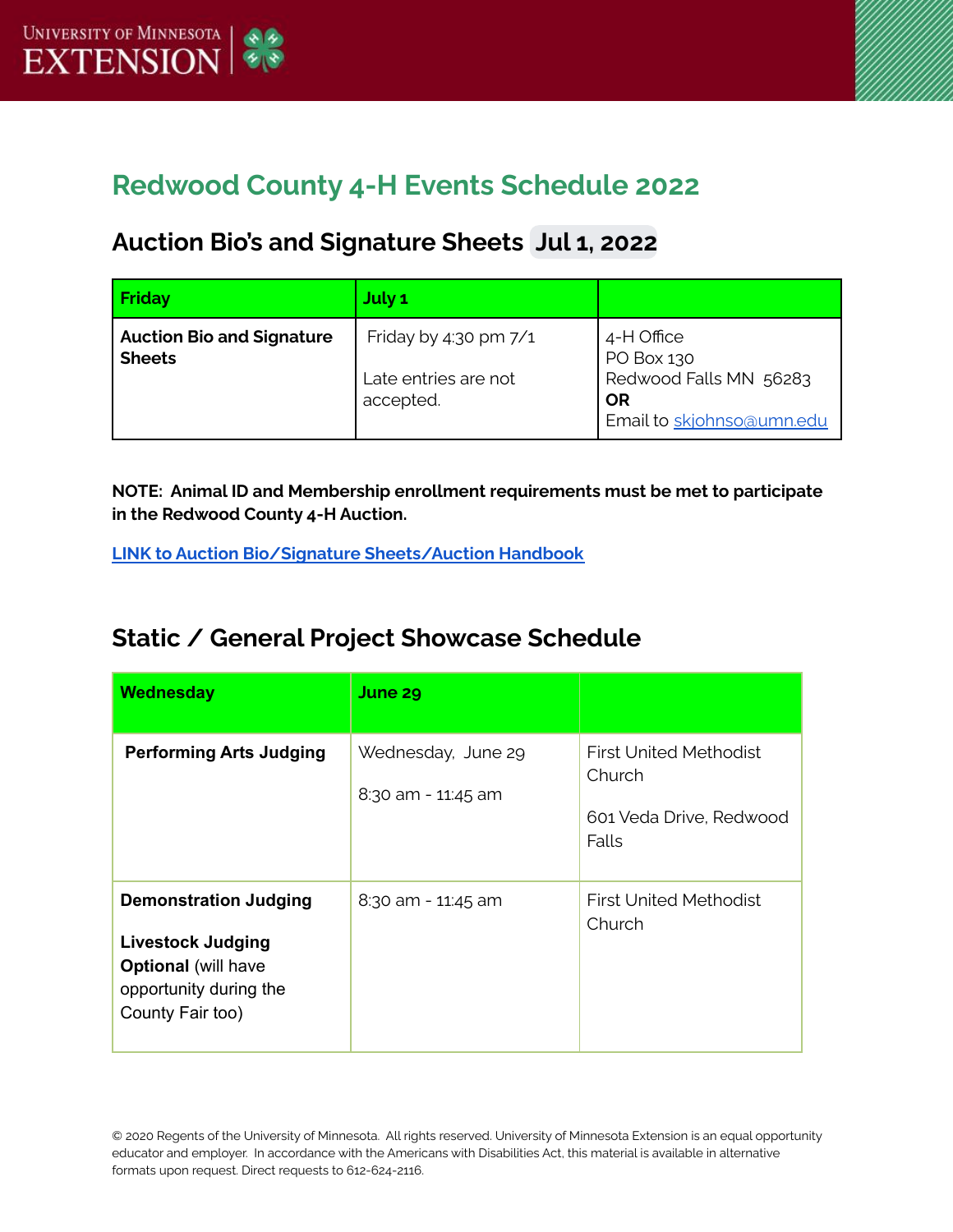# Redwood County 4-H Events Schedule 2022

## Auction Bio's and Signature Sheets Jul 1, 2022

| Friday | July 1 | |
|---|---|---|
| **Auction Bio and Signature Sheets** | Friday by 4:30 pm 7/1<br><br>Late entries are not accepted. | 4-H Office<br>PO Box 130<br>Redwood Falls MN 56283<br>**OR**<br>Email to skjohnso@umn.edu |

**NOTE: Animal ID and Membership enrollment requirements must be met to participate in the Redwood County 4-H Auction.**

**LINK to Auction Bio/Signature Sheets/Auction Handbook**

## Static / General Project Showcase Schedule

| Wednesday | June 29 | |
|---|---|---|
| **Performing Arts Judging** | Wednesday, June 29<br><br>8:30 am - 11:45 am | First United Methodist Church<br><br>601 Veda Drive, Redwood Falls |
| **Demonstration Judging**<br><br>**Livestock Judging Optional** (will have opportunity during the County Fair too) | 8:30 am - 11:45 am | First United Methodist Church |

© 2020 Regents of the University of Minnesota. All rights reserved. University of Minnesota Extension is an equal opportunity educator and employer. In accordance with the Americans with Disabilities Act, this material is available in alternative formats upon request. Direct requests to 612-624-2116.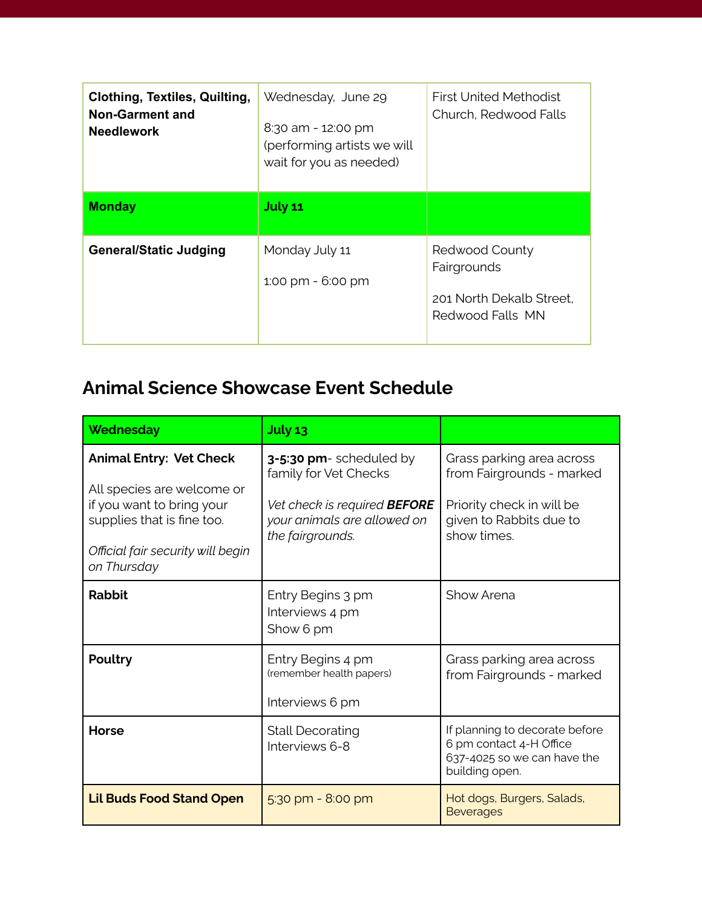| **Clothing, Textiles, Quilting, Non-Garment and Needlework** | Wednesday, June 29<br><br>8:30 am - 12:00 pm (performing artists we will wait for you as needed) | First United Methodist Church, Redwood Falls |
|---|---|---|
| **Monday** | **July 11** | |
| **General/Static Judging** | Monday July 11<br><br>1:00 pm - 6:00 pm | Redwood County Fairgrounds<br><br>201 North Dekalb Street, Redwood Falls MN |

## Animal Science Showcase Event Schedule

| **Wednesday** | **July 13** | |
|---|---|---|
| **Animal Entry: Vet Check**<br><br>All species are welcome or if you want to bring your supplies that is fine too.<br><br>*Official fair security will begin on Thursday* | **3-5:30 pm**- scheduled by family for Vet Checks<br><br>*Vet check is required **BEFORE** your animals are allowed on the fairgrounds.* | Grass parking area across from Fairgrounds - marked<br><br>Priority check in will be given to Rabbits due to show times. |
| **Rabbit** | Entry Begins 3 pm<br>Interviews 4 pm<br>Show 6 pm | Show Arena |
| **Poultry** | Entry Begins 4 pm<br>(remember health papers)<br><br>Interviews 6 pm | Grass parking area across from Fairgrounds - marked |
| **Horse** | Stall Decorating<br>Interviews 6-8 | If planning to decorate before 6 pm contact 4-H Office 637-4025 so we can have the building open. |
| **Lil Buds Food Stand Open** | 5:30 pm - 8:00 pm | Hot dogs, Burgers, Salads, Beverages |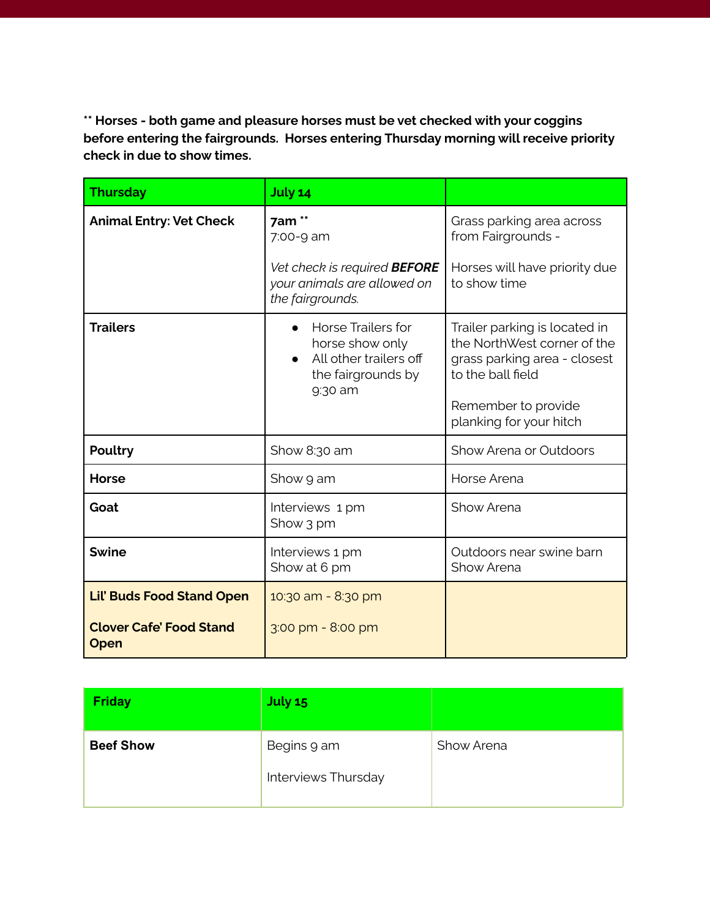**\*\* Horses - both game and pleasure horses must be vet checked with your coggins before entering the fairgrounds. Horses entering Thursday morning will receive priority check in due to show times.**

| **Thursday** | **July 14** | |
|---|---|---|
| **Animal Entry: Vet Check** | **7am** \*\*<br>7:00-9 am<br><br>*Vet check is required* ***BEFORE*** *your animals are allowed on the fairgrounds.* | Grass parking area across from Fairgrounds -<br><br>Horses will have priority due to show time |
| **Trailers** | • Horse Trailers for horse show only<br>• All other trailers off the fairgrounds by 9:30 am | Trailer parking is located in the NorthWest corner of the grass parking area - closest to the ball field<br><br>Remember to provide planking for your hitch |
| **Poultry** | Show 8:30 am | Show Arena or Outdoors |
| **Horse** | Show 9 am | Horse Arena |
| **Goat** | Interviews 1 pm<br>Show 3 pm | Show Arena |
| **Swine** | Interviews 1 pm<br>Show at 6 pm | Outdoors near swine barn<br>Show Arena |
| **Lil' Buds Food Stand Open**<br><br>**Clover Cafe' Food Stand Open** | 10:30 am - 8:30 pm<br><br>3:00 pm - 8:00 pm | |

| **Friday** | **July 15** | |
|---|---|---|
| **Beef Show** | Begins 9 am<br><br>Interviews Thursday | Show Arena |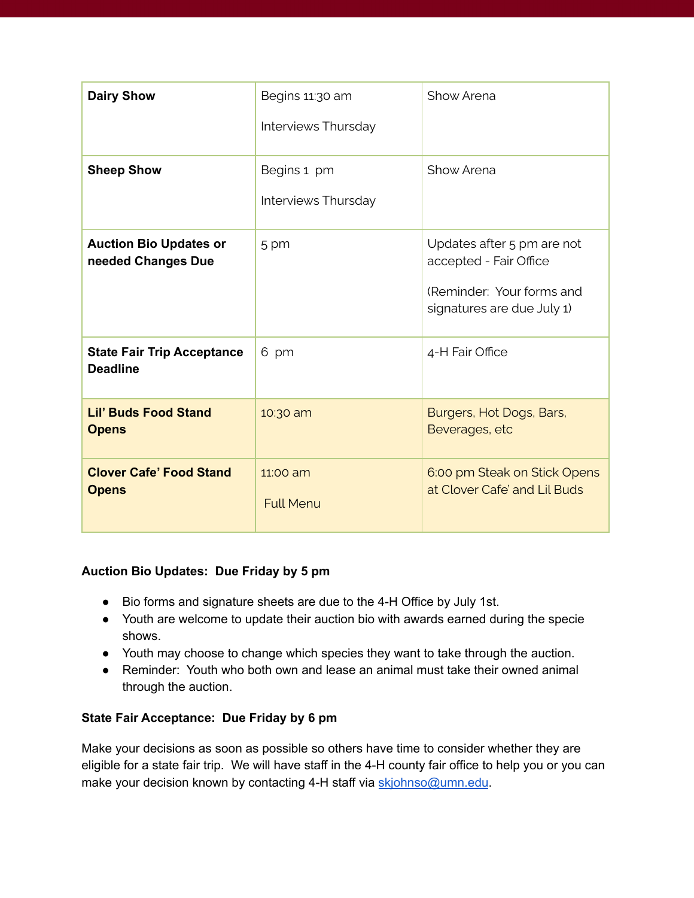| | | |
|---|---|---|
| **Dairy Show** | Begins 11:30 am<br><br>Interviews Thursday | Show Arena |
| **Sheep Show** | Begins 1 pm<br><br>Interviews Thursday | Show Arena |
| **Auction Bio Updates or needed Changes Due** | 5 pm | Updates after 5 pm are not accepted - Fair Office<br><br>(Reminder: Your forms and signatures are due July 1) |
| **State Fair Trip Acceptance Deadline** | 6 pm | 4-H Fair Office |
| **Lil' Buds Food Stand Opens** | 10:30 am | Burgers, Hot Dogs, Bars, Beverages, etc |
| **Clover Cafe' Food Stand Opens** | 11:00 am<br><br>Full Menu | 6:00 pm Steak on Stick Opens at Clover Cafe' and Lil Buds |

**Auction Bio Updates: Due Friday by 5 pm**

- Bio forms and signature sheets are due to the 4-H Office by July 1st.
- Youth are welcome to update their auction bio with awards earned during the specie shows.
- Youth may choose to change which species they want to take through the auction.
- Reminder: Youth who both own and lease an animal must take their owned animal through the auction.

**State Fair Acceptance: Due Friday by 6 pm**

Make your decisions as soon as possible so others have time to consider whether they are eligible for a state fair trip. We will have staff in the 4-H county fair office to help you or you can make your decision known by contacting 4-H staff via skjohnso@umn.edu.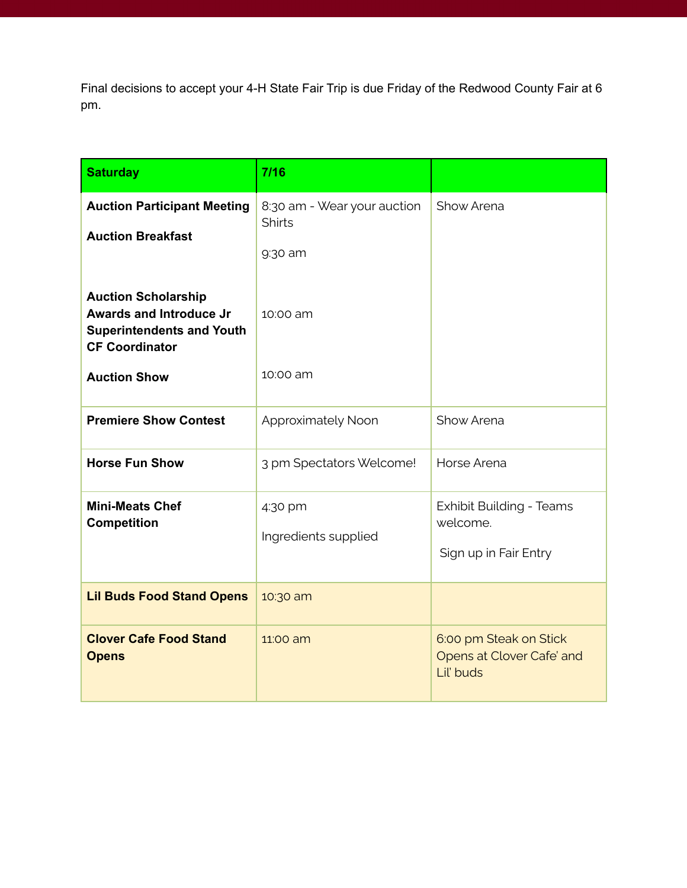Final decisions to accept your 4-H State Fair Trip is due Friday of the Redwood County Fair at 6 pm.

| **Saturday** | **7/16** | |
|---|---|---|
| **Auction Participant Meeting**<br><br>**Auction Breakfast**<br><br>**Auction Scholarship Awards and Introduce Jr Superintendents and Youth CF Coordinator**<br><br>**Auction Show** | 8:30 am - Wear your auction Shirts<br><br>9:30 am<br><br>10:00 am<br><br>10:00 am | Show Arena |
| **Premiere Show Contest** | Approximately Noon | Show Arena |
| **Horse Fun Show** | 3 pm Spectators Welcome! | Horse Arena |
| **Mini-Meats Chef Competition** | 4:30 pm<br><br>Ingredients supplied | Exhibit Building - Teams welcome.<br><br>Sign up in Fair Entry |
| **Lil Buds Food Stand Opens** | 10:30 am | |
| **Clover Cafe Food Stand Opens** | 11:00 am | 6:00 pm Steak on Stick Opens at Clover Cafe' and Lil' buds |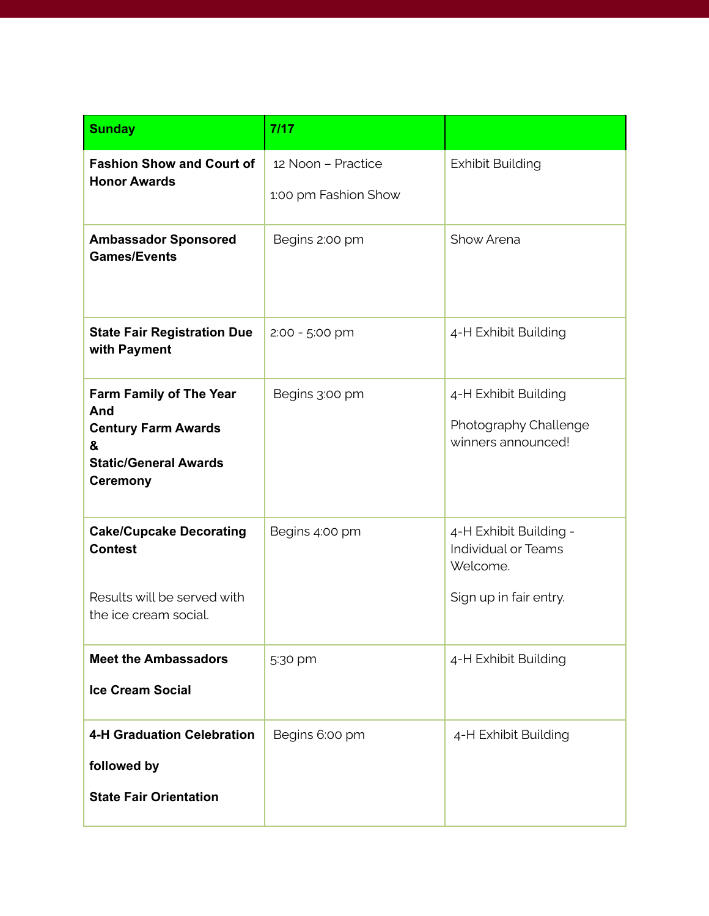| **Sunday** | **7/17** | |
|---|---|---|
| **Fashion Show and Court of Honor Awards** | 12 Noon – Practice<br><br>1:00 pm Fashion Show | Exhibit Building |
| **Ambassador Sponsored Games/Events** | Begins 2:00 pm | Show Arena |
| **State Fair Registration Due with Payment** | 2:00 - 5:00 pm | 4-H Exhibit Building |
| **Farm Family of The Year And Century Farm Awards & Static/General Awards Ceremony** | Begins 3:00 pm | 4-H Exhibit Building<br><br>Photography Challenge winners announced! |
| **Cake/Cupcake Decorating Contest**<br><br>Results will be served with the ice cream social. | Begins 4:00 pm | 4-H Exhibit Building - Individual or Teams Welcome.<br><br>Sign up in fair entry. |
| **Meet the Ambassadors**<br><br>**Ice Cream Social** | 5:30 pm | 4-H Exhibit Building |
| **4-H Graduation Celebration**<br><br>**followed by**<br><br>**State Fair Orientation** | Begins 6:00 pm | 4-H Exhibit Building |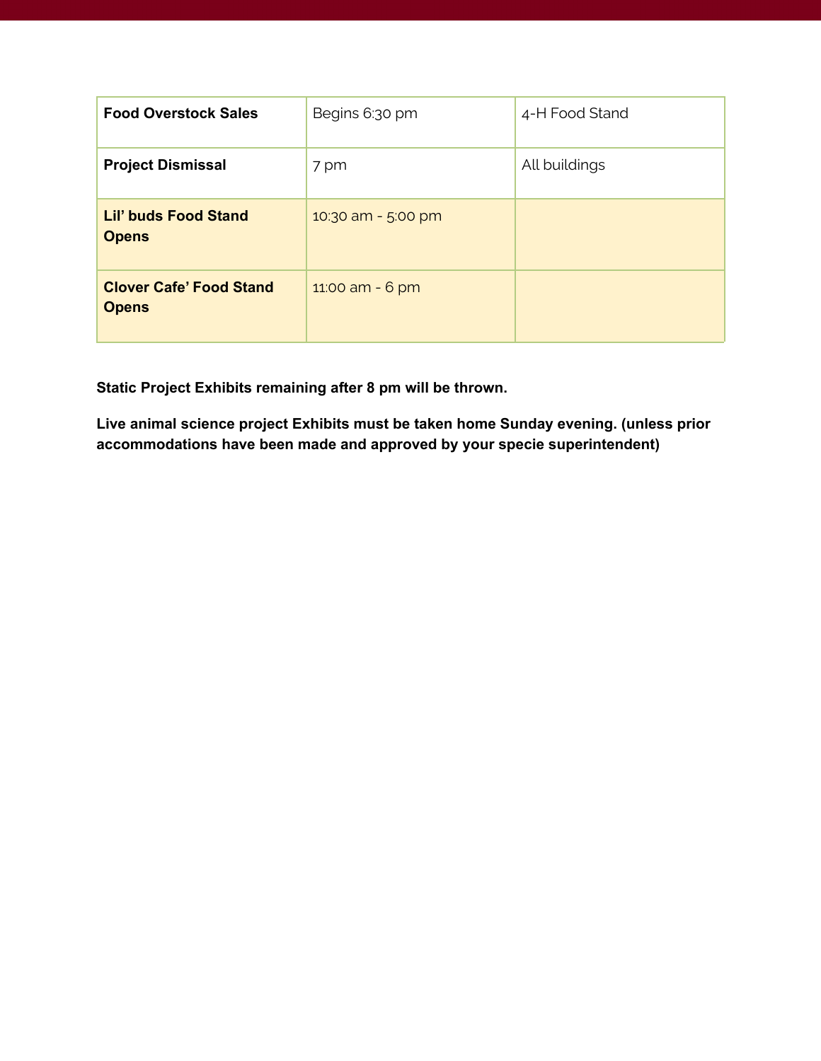| | | |
|---|---|---|
| **Food Overstock Sales** | Begins 6:30 pm | 4-H Food Stand |
| **Project Dismissal** | 7 pm | All buildings |
| **Lil' buds Food Stand Opens** | 10:30 am - 5:00 pm | |
| **Clover Cafe' Food Stand Opens** | 11:00 am - 6 pm | |

**Static Project Exhibits remaining after 8 pm will be thrown.**

**Live animal science project Exhibits must be taken home Sunday evening. (unless prior accommodations have been made and approved by your specie superintendent)**